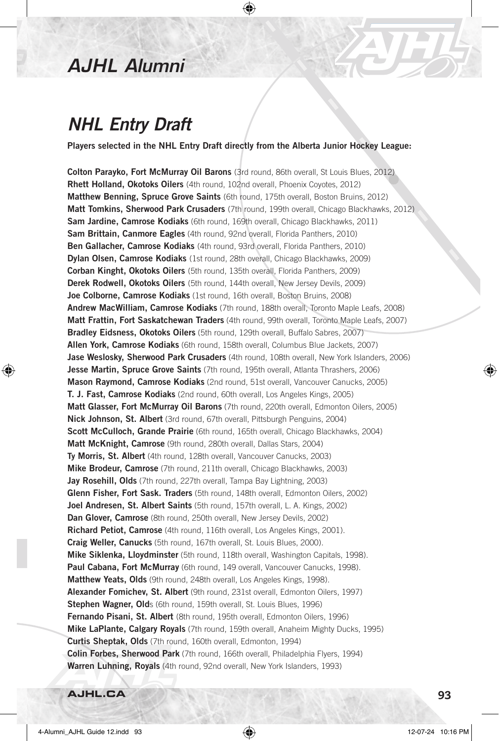# AJHL Alumni

## NHL Entry Draft

**Players selected in the NHL Entry Draft directly from the Alberta Junior Hockey League:**

**Colton Parayko, Fort McMurray Oil Barons** (3rd round, 86th overall, St Louis Blues, 2012)
**Rhett Holland, Okotoks Oilers** (4th round, 102nd overall, Phoenix Coyotes, 2012)
**Matthew Benning, Spruce Grove Saints** (6th round, 175th overall, Boston Bruins, 2012)
**Matt Tomkins, Sherwood Park Crusaders** (7th round, 199th overall, Chicago Blackhawks, 2012)
**Sam Jardine, Camrose Kodiaks** (6th round, 169th overall, Chicago Blackhawks, 2011)
**Sam Brittain, Canmore Eagles** (4th round, 92nd overall, Florida Panthers, 2010)
**Ben Gallacher, Camrose Kodiaks** (4th round, 93rd overall, Florida Panthers, 2010)
**Dylan Olsen, Camrose Kodiaks** (1st round, 28th overall, Chicago Blackhawks, 2009)
**Corban Kinght, Okotoks Oilers** (5th round, 135th overall, Florida Panthers, 2009)
**Derek Rodwell, Okotoks Oilers** (5th round, 144th overall, New Jersey Devils, 2009)
**Joe Colborne, Camrose Kodiaks** (1st round, 16th overall, Boston Bruins, 2008)
**Andrew MacWilliam, Camrose Kodiaks** (7th round, 188th overall, Toronto Maple Leafs, 2008)
**Matt Frattin, Fort Saskatchewan Traders** (4th round, 99th overall, Toronto Maple Leafs, 2007)
**Bradley Eidsness, Okotoks Oilers** (5th round, 129th overall, Buffalo Sabres, 2007)
**Allen York, Camrose Kodiaks** (6th round, 158th overall, Columbus Blue Jackets, 2007)
**Jase Weslosky, Sherwood Park Crusaders** (4th round, 108th overall, New York Islanders, 2006)
**Jesse Martin, Spruce Grove Saints** (7th round, 195th overall, Atlanta Thrashers, 2006)
**Mason Raymond, Camrose Kodiaks** (2nd round, 51st overall, Vancouver Canucks, 2005)
**T. J. Fast, Camrose Kodiaks** (2nd round, 60th overall, Los Angeles Kings, 2005)
**Matt Glasser, Fort McMurray Oil Barons** (7th round, 220th overall, Edmonton Oilers, 2005)
**Nick Johnson, St. Albert** (3rd round, 67th overall, Pittsburgh Penguins, 2004)
**Scott McCulloch, Grande Prairie** (6th round, 165th overall, Chicago Blackhawks, 2004)
**Matt McKnight, Camrose** (9th round, 280th overall, Dallas Stars, 2004)
**Ty Morris, St. Albert** (4th round, 128th overall, Vancouver Canucks, 2003)
**Mike Brodeur, Camrose** (7th round, 211th overall, Chicago Blackhawks, 2003)
**Jay Rosehill, Olds** (7th round, 227th overall, Tampa Bay Lightning, 2003)
**Glenn Fisher, Fort Sask. Traders** (5th round, 148th overall, Edmonton Oilers, 2002)
**Joel Andresen, St. Albert Saints** (5th round, 157th overall, L. A. Kings, 2002)
**Dan Glover, Camrose** (8th round, 250th overall, New Jersey Devils, 2002)
**Richard Petiot, Camrose** (4th round, 116th overall, Los Angeles Kings, 2001).
**Craig Weller, Canucks** (5th round, 167th overall, St. Louis Blues, 2000).
**Mike Siklenka, Lloydminster** (5th round, 118th overall, Washington Capitals, 1998).
**Paul Cabana, Fort McMurray** (6th round, 149 overall, Vancouver Canucks, 1998).
**Matthew Yeats, Olds** (9th round, 248th overall, Los Angeles Kings, 1998).
**Alexander Fomichev, St. Albert** (9th round, 231st overall, Edmonton Oilers, 1997)
**Stephen Wagner, Old**s (6th round, 159th overall, St. Louis Blues, 1996)
**Fernando Pisani, St. Albert** (8th round, 195th overall, Edmonton Oilers, 1996)
**Mike LaPlante, Calgary Royals** (7th round, 159th overall, Anaheim Mighty Ducks, 1995)
**Curtis Sheptak, Olds** (7th round, 160th overall, Edmonton, 1994)
**Colin Forbes, Sherwood Park** (7th round, 166th overall, Philadelphia Flyers, 1994)
**Warren Luhning, Royals** (4th round, 92nd overall, New York Islanders, 1993)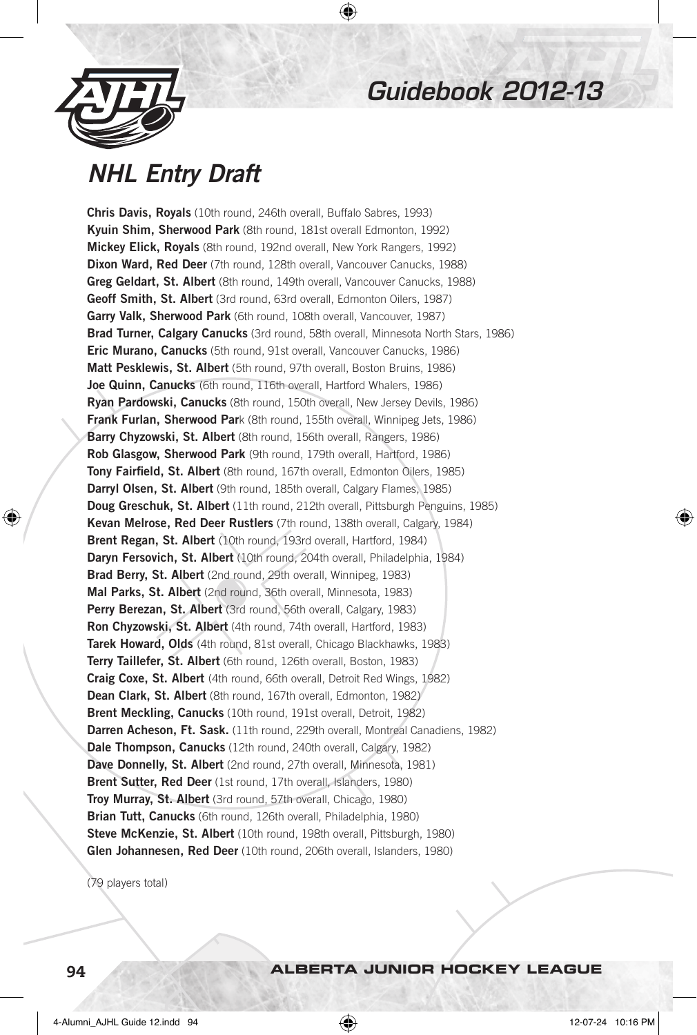## NHL Entry Draft

**Chris Davis, Royals** (10th round, 246th overall, Buffalo Sabres, 1993)
**Kyuin Shim, Sherwood Park** (8th round, 181st overall Edmonton, 1992)
**Mickey Elick, Royals** (8th round, 192nd overall, New York Rangers, 1992)
**Dixon Ward, Red Deer** (7th round, 128th overall, Vancouver Canucks, 1988)
**Greg Geldart, St. Albert** (8th round, 149th overall, Vancouver Canucks, 1988)
**Geoff Smith, St. Albert** (3rd round, 63rd overall, Edmonton Oilers, 1987)
**Garry Valk, Sherwood Park** (6th round, 108th overall, Vancouver, 1987)
**Brad Turner, Calgary Canucks** (3rd round, 58th overall, Minnesota North Stars, 1986)
**Eric Murano, Canucks** (5th round, 91st overall, Vancouver Canucks, 1986)
**Matt Pesklewis, St. Albert** (5th round, 97th overall, Boston Bruins, 1986)
**Joe Quinn, Canucks** (6th round, 116th overall, Hartford Whalers, 1986)
**Ryan Pardowski, Canucks** (8th round, 150th overall, New Jersey Devils, 1986)
**Frank Furlan, Sherwood Par**k (8th round, 155th overall, Winnipeg Jets, 1986)
**Barry Chyzowski, St. Albert** (8th round, 156th overall, Rangers, 1986)
**Rob Glasgow, Sherwood Park** (9th round, 179th overall, Hartford, 1986)
**Tony Fairfield, St. Albert** (8th round, 167th overall, Edmonton Oilers, 1985)
**Darryl Olsen, St. Albert** (9th round, 185th overall, Calgary Flames, 1985)
**Doug Greschuk, St. Albert** (11th round, 212th overall, Pittsburgh Penguins, 1985)
**Kevan Melrose, Red Deer Rustlers** (7th round, 138th overall, Calgary, 1984)
**Brent Regan, St. Albert** (10th round, 193rd overall, Hartford, 1984)
**Daryn Fersovich, St. Albert** (10th round, 204th overall, Philadelphia, 1984)
**Brad Berry, St. Albert** (2nd round, 29th overall, Winnipeg, 1983)
**Mal Parks, St. Albert** (2nd round, 36th overall, Minnesota, 1983)
**Perry Berezan, St. Albert** (3rd round, 56th overall, Calgary, 1983)
**Ron Chyzowski, St. Albert** (4th round, 74th overall, Hartford, 1983)
**Tarek Howard, Olds** (4th round, 81st overall, Chicago Blackhawks, 1983)
**Terry Taillefer, St. Albert** (6th round, 126th overall, Boston, 1983)
**Craig Coxe, St. Albert** (4th round, 66th overall, Detroit Red Wings, 1982)
**Dean Clark, St. Albert** (8th round, 167th overall, Edmonton, 1982)
**Brent Meckling, Canucks** (10th round, 191st overall, Detroit, 1982)
**Darren Acheson, Ft. Sask.** (11th round, 229th overall, Montreal Canadiens, 1982)
**Dale Thompson, Canucks** (12th round, 240th overall, Calgary, 1982)
**Dave Donnelly, St. Albert** (2nd round, 27th overall, Minnesota, 1981)
**Brent Sutter, Red Deer** (1st round, 17th overall, Islanders, 1980)
**Troy Murray, St. Albert** (3rd round, 57th overall, Chicago, 1980)
**Brian Tutt, Canucks** (6th round, 126th overall, Philadelphia, 1980)
**Steve McKenzie, St. Albert** (10th round, 198th overall, Pittsburgh, 1980)
**Glen Johannesen, Red Deer** (10th round, 206th overall, Islanders, 1980)

(79 players total)